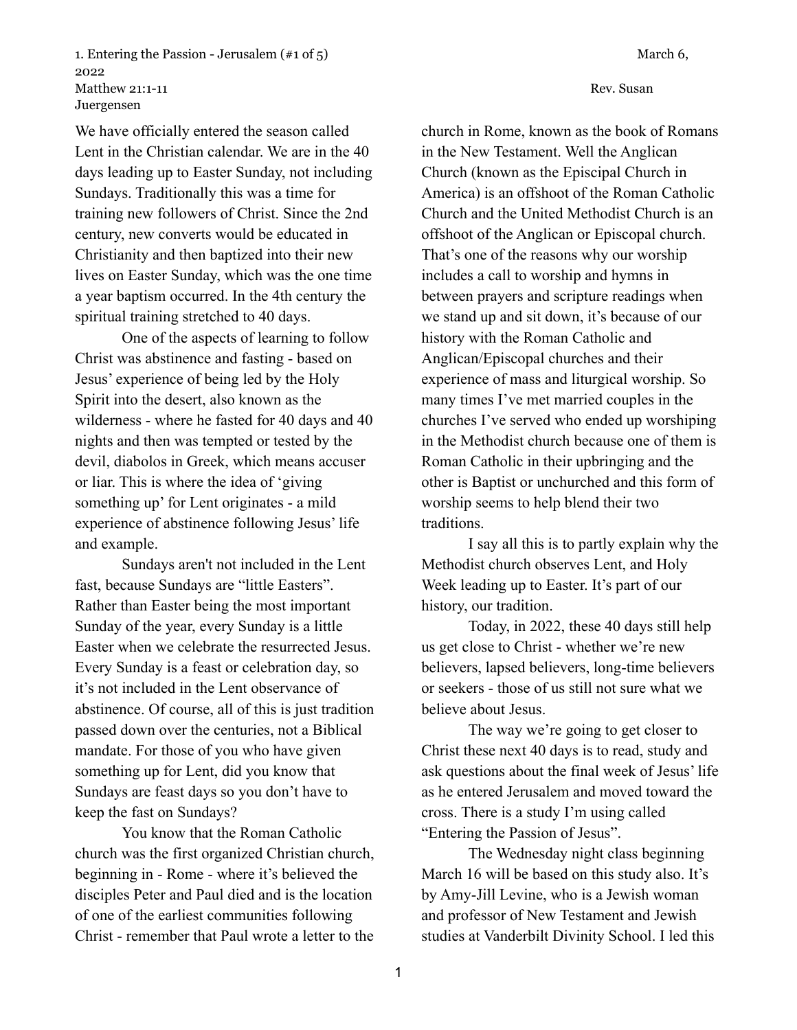1. Entering the Passion - Jerusalem (#1 of 5) March 6, 2022
Matthew 21:1-11 Rev. Susan Juergensen

We have officially entered the season called Lent in the Christian calendar. We are in the 40 days leading up to Easter Sunday, not including Sundays. Traditionally this was a time for training new followers of Christ. Since the 2nd century, new converts would be educated in Christianity and then baptized into their new lives on Easter Sunday, which was the one time a year baptism occurred. In the 4th century the spiritual training stretched to 40 days.

One of the aspects of learning to follow Christ was abstinence and fasting - based on Jesus' experience of being led by the Holy Spirit into the desert, also known as the wilderness - where he fasted for 40 days and 40 nights and then was tempted or tested by the devil, diabolos in Greek, which means accuser or liar. This is where the idea of 'giving something up' for Lent originates - a mild experience of abstinence following Jesus' life and example.

Sundays aren't not included in the Lent fast, because Sundays are "little Easters". Rather than Easter being the most important Sunday of the year, every Sunday is a little Easter when we celebrate the resurrected Jesus. Every Sunday is a feast or celebration day, so it's not included in the Lent observance of abstinence. Of course, all of this is just tradition passed down over the centuries, not a Biblical mandate. For those of you who have given something up for Lent, did you know that Sundays are feast days so you don't have to keep the fast on Sundays?

You know that the Roman Catholic church was the first organized Christian church, beginning in - Rome - where it's believed the disciples Peter and Paul died and is the location of one of the earliest communities following Christ - remember that Paul wrote a letter to the church in Rome, known as the book of Romans in the New Testament. Well the Anglican Church (known as the Episcipal Church in America) is an offshoot of the Roman Catholic Church and the United Methodist Church is an offshoot of the Anglican or Episcopal church. That's one of the reasons why our worship includes a call to worship and hymns in between prayers and scripture readings when we stand up and sit down, it's because of our history with the Roman Catholic and Anglican/Episcopal churches and their experience of mass and liturgical worship. So many times I've met married couples in the churches I've served who ended up worshiping in the Methodist church because one of them is Roman Catholic in their upbringing and the other is Baptist or unchurched and this form of worship seems to help blend their two traditions.

I say all this is to partly explain why the Methodist church observes Lent, and Holy Week leading up to Easter. It's part of our history, our tradition.

Today, in 2022, these 40 days still help us get close to Christ - whether we're new believers, lapsed believers, long-time believers or seekers - those of us still not sure what we believe about Jesus.

The way we're going to get closer to Christ these next 40 days is to read, study and ask questions about the final week of Jesus' life as he entered Jerusalem and moved toward the cross. There is a study I'm using called "Entering the Passion of Jesus".

The Wednesday night class beginning March 16 will be based on this study also. It's by Amy-Jill Levine, who is a Jewish woman and professor of New Testament and Jewish studies at Vanderbilt Divinity School. I led this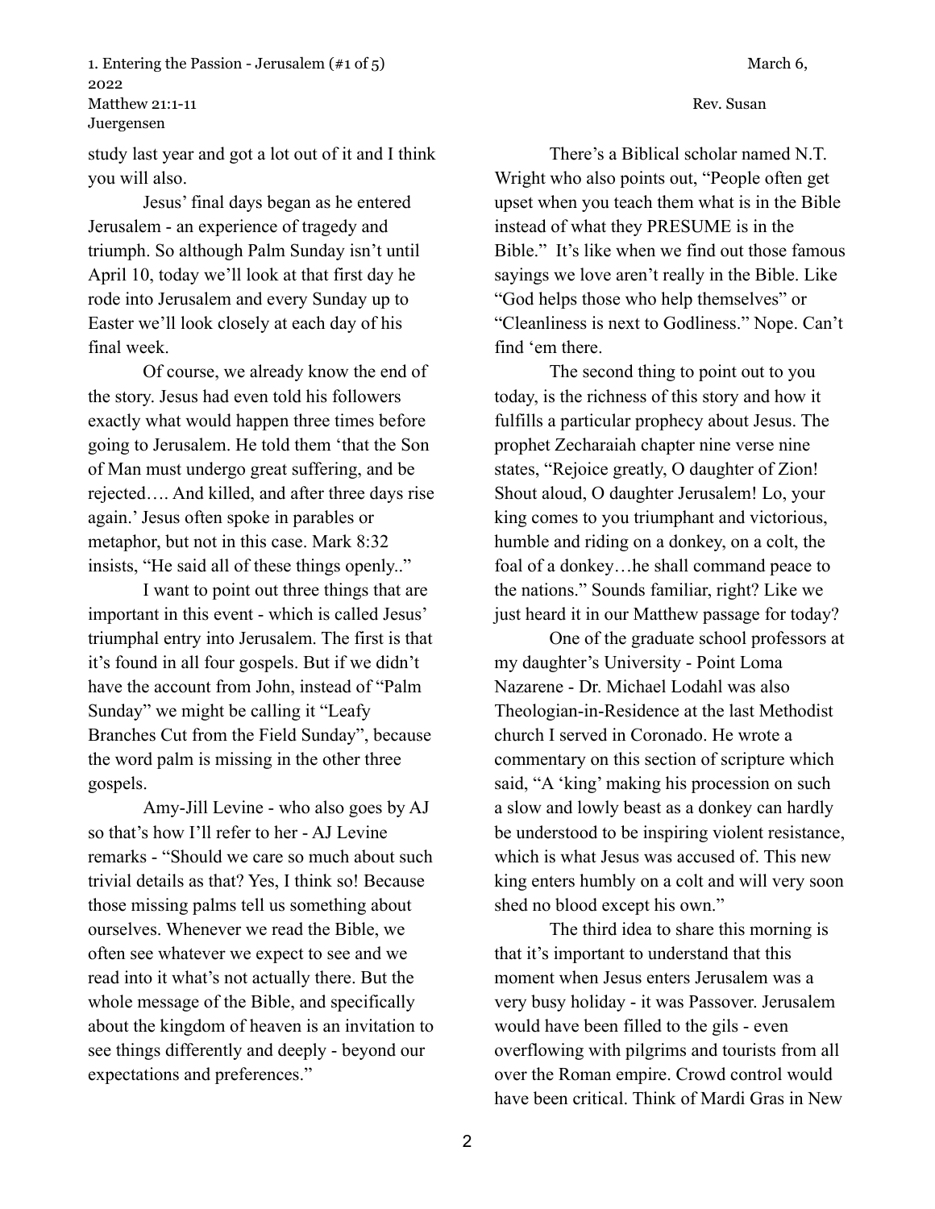study last year and got a lot out of it and I think you will also.

Jesus' final days began as he entered Jerusalem - an experience of tragedy and triumph. So although Palm Sunday isn't until April 10, today we'll look at that first day he rode into Jerusalem and every Sunday up to Easter we'll look closely at each day of his final week.

Of course, we already know the end of the story. Jesus had even told his followers exactly what would happen three times before going to Jerusalem. He told them 'that the Son of Man must undergo great suffering, and be rejected…. And killed, and after three days rise again.' Jesus often spoke in parables or metaphor, but not in this case. Mark 8:32 insists, "He said all of these things openly.."

I want to point out three things that are important in this event - which is called Jesus' triumphal entry into Jerusalem. The first is that it's found in all four gospels. But if we didn't have the account from John, instead of "Palm Sunday" we might be calling it "Leafy Branches Cut from the Field Sunday", because the word palm is missing in the other three gospels.

Amy-Jill Levine - who also goes by AJ so that's how I'll refer to her - AJ Levine remarks - "Should we care so much about such trivial details as that? Yes, I think so! Because those missing palms tell us something about ourselves. Whenever we read the Bible, we often see whatever we expect to see and we read into it what's not actually there. But the whole message of the Bible, and specifically about the kingdom of heaven is an invitation to see things differently and deeply - beyond our expectations and preferences."

There's a Biblical scholar named N.T. Wright who also points out, "People often get upset when you teach them what is in the Bible instead of what they PRESUME is in the Bible." It's like when we find out those famous sayings we love aren't really in the Bible. Like "God helps those who help themselves" or "Cleanliness is next to Godliness." Nope. Can't find 'em there.

The second thing to point out to you today, is the richness of this story and how it fulfills a particular prophecy about Jesus. The prophet Zecharaiah chapter nine verse nine states, "Rejoice greatly, O daughter of Zion! Shout aloud, O daughter Jerusalem! Lo, your king comes to you triumphant and victorious, humble and riding on a donkey, on a colt, the foal of a donkey…he shall command peace to the nations." Sounds familiar, right? Like we just heard it in our Matthew passage for today?

One of the graduate school professors at my daughter's University - Point Loma Nazarene - Dr. Michael Lodahl was also Theologian-in-Residence at the last Methodist church I served in Coronado. He wrote a commentary on this section of scripture which said, "A 'king' making his procession on such a slow and lowly beast as a donkey can hardly be understood to be inspiring violent resistance, which is what Jesus was accused of. This new king enters humbly on a colt and will very soon shed no blood except his own."

The third idea to share this morning is that it's important to understand that this moment when Jesus enters Jerusalem was a very busy holiday - it was Passover. Jerusalem would have been filled to the gils - even overflowing with pilgrims and tourists from all over the Roman empire. Crowd control would have been critical. Think of Mardi Gras in New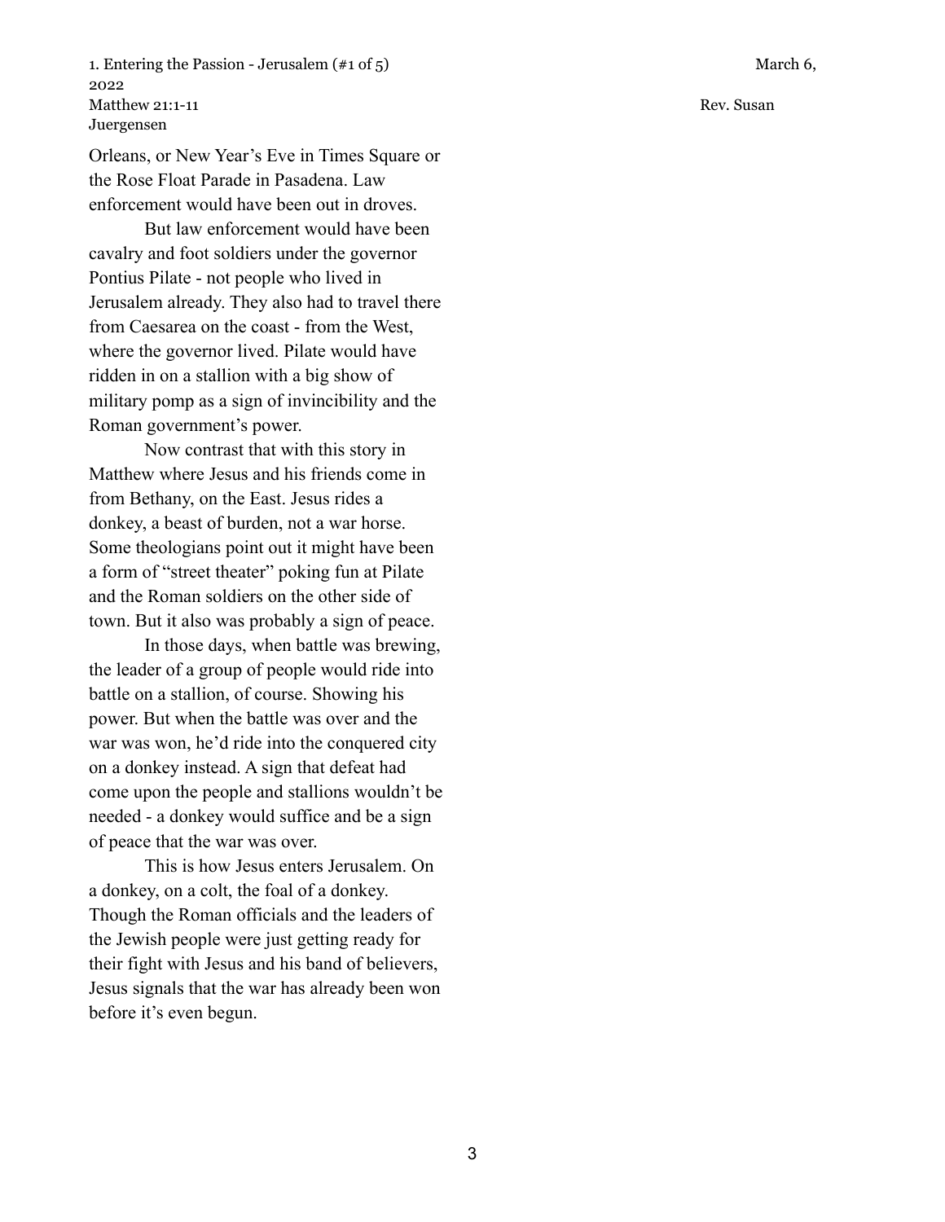Orleans, or New Year's Eve in Times Square or the Rose Float Parade in Pasadena. Law enforcement would have been out in droves.

But law enforcement would have been cavalry and foot soldiers under the governor Pontius Pilate - not people who lived in Jerusalem already. They also had to travel there from Caesarea on the coast - from the West, where the governor lived. Pilate would have ridden in on a stallion with a big show of military pomp as a sign of invincibility and the Roman government's power.

Now contrast that with this story in Matthew where Jesus and his friends come in from Bethany, on the East. Jesus rides a donkey, a beast of burden, not a war horse. Some theologians point out it might have been a form of "street theater" poking fun at Pilate and the Roman soldiers on the other side of town. But it also was probably a sign of peace.

In those days, when battle was brewing, the leader of a group of people would ride into battle on a stallion, of course. Showing his power. But when the battle was over and the war was won, he'd ride into the conquered city on a donkey instead. A sign that defeat had come upon the people and stallions wouldn't be needed - a donkey would suffice and be a sign of peace that the war was over.

This is how Jesus enters Jerusalem. On a donkey, on a colt, the foal of a donkey. Though the Roman officials and the leaders of the Jewish people were just getting ready for their fight with Jesus and his band of believers, Jesus signals that the war has already been won before it's even begun.